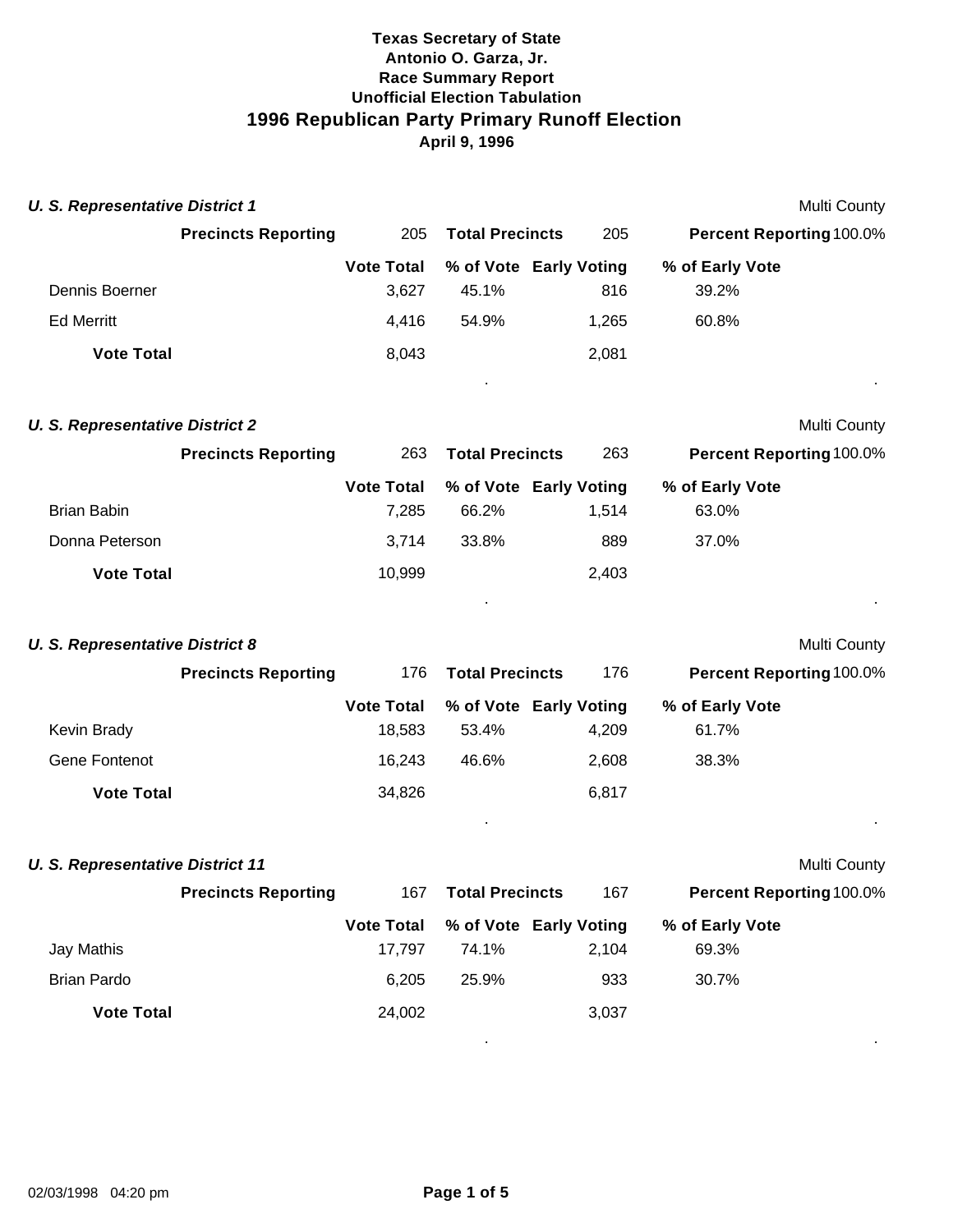**Texas Secretary of State**
**Antonio O. Garza, Jr.**
**Race Summary Report**
**Unofficial Election Tabulation**

# 1996 Republican Party Primary Runoff Election

**April 9, 1996**

### *U. S. Representative District 1*

Multi County

**Precincts Reporting** 205 **Total Precincts** 205 **Percent Reporting** 100.0%

| | Vote Total | % of Vote | Early Voting | % of Early Vote |
|---|---|---|---|---|
| Dennis Boerner | 3,627 | 45.1% | 816 | 39.2% |
| Ed Merritt | 4,416 | 54.9% | 1,265 | 60.8% |
| **Vote Total** | 8,043 | | 2,081 | |

### *U. S. Representative District 2*

Multi County

**Precincts Reporting** 263 **Total Precincts** 263 **Percent Reporting** 100.0%

| | Vote Total | % of Vote | Early Voting | % of Early Vote |
|---|---|---|---|---|
| Brian Babin | 7,285 | 66.2% | 1,514 | 63.0% |
| Donna Peterson | 3,714 | 33.8% | 889 | 37.0% |
| **Vote Total** | 10,999 | | 2,403 | |

### *U. S. Representative District 8*

Multi County

**Precincts Reporting** 176 **Total Precincts** 176 **Percent Reporting** 100.0%

| | Vote Total | % of Vote | Early Voting | % of Early Vote |
|---|---|---|---|---|
| Kevin Brady | 18,583 | 53.4% | 4,209 | 61.7% |
| Gene Fontenot | 16,243 | 46.6% | 2,608 | 38.3% |
| **Vote Total** | 34,826 | | 6,817 | |

### *U. S. Representative District 11*

Multi County

**Precincts Reporting** 167 **Total Precincts** 167 **Percent Reporting** 100.0%

| | Vote Total | % of Vote | Early Voting | % of Early Vote |
|---|---|---|---|---|
| Jay Mathis | 17,797 | 74.1% | 2,104 | 69.3% |
| Brian Pardo | 6,205 | 25.9% | 933 | 30.7% |
| **Vote Total** | 24,002 | | 3,037 | |

02/03/1998 04:20 pm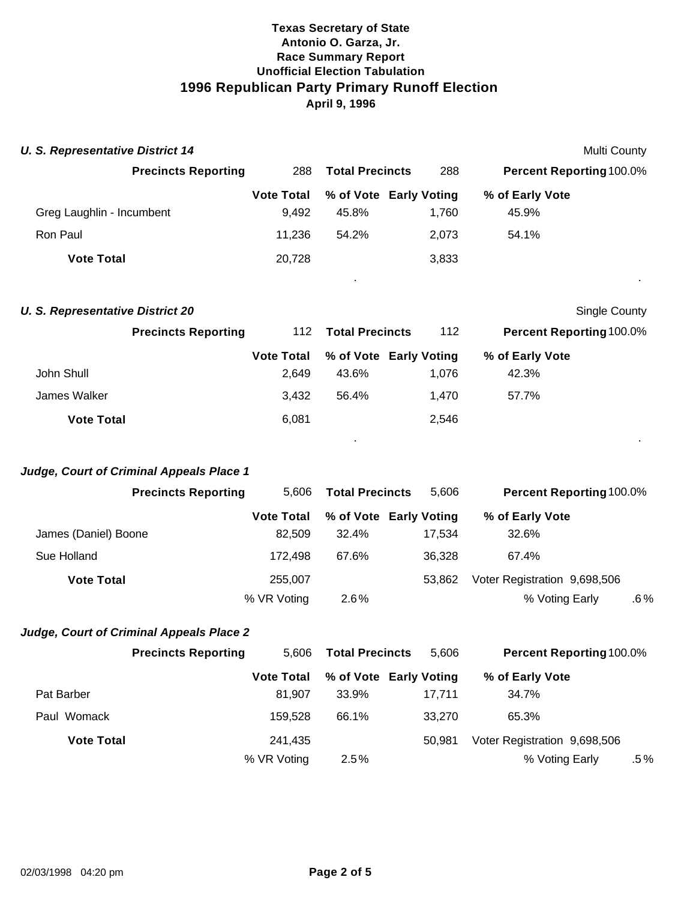# Texas Secretary of State
## Antonio O. Garza, Jr.
### Race Summary Report
### Unofficial Election Tabulation
## 1996 Republican Party Primary Runoff Election
### April 9, 1996

***U. S. Representative District 14*** — Multi County

| Precincts Reporting | 288 | Total Precincts | 288 | Percent Reporting | 100.0% |
|---|---|---|---|---|---|

| | Vote Total | % of Vote | Early Voting | % of Early Vote |
|---|---|---|---|---|
| Greg Laughlin - Incumbent | 9,492 | 45.8% | 1,760 | 45.9% |
| Ron Paul | 11,236 | 54.2% | 2,073 | 54.1% |
| **Vote Total** | 20,728 | | 3,833 | |

***U. S. Representative District 20*** — Single County

| Precincts Reporting | 112 | Total Precincts | 112 | Percent Reporting | 100.0% |
|---|---|---|---|---|---|

| | Vote Total | % of Vote | Early Voting | % of Early Vote |
|---|---|---|---|---|
| John Shull | 2,649 | 43.6% | 1,076 | 42.3% |
| James Walker | 3,432 | 56.4% | 1,470 | 57.7% |
| **Vote Total** | 6,081 | | 2,546 | |

***Judge, Court of Criminal Appeals Place 1***

| Precincts Reporting | 5,606 | Total Precincts | 5,606 | Percent Reporting | 100.0% |
|---|---|---|---|---|---|

| | Vote Total | % of Vote | Early Voting | % of Early Vote |
|---|---|---|---|---|
| James (Daniel) Boone | 82,509 | 32.4% | 17,534 | 32.6% |
| Sue Holland | 172,498 | 67.6% | 36,328 | 67.4% |
| **Vote Total** | 255,007 | | 53,862 | Voter Registration 9,698,506 |
| | % VR Voting | 2.6% | | % Voting Early .6% |

***Judge, Court of Criminal Appeals Place 2***

| Precincts Reporting | 5,606 | Total Precincts | 5,606 | Percent Reporting | 100.0% |
|---|---|---|---|---|---|

| | Vote Total | % of Vote | Early Voting | % of Early Vote |
|---|---|---|---|---|
| Pat Barber | 81,907 | 33.9% | 17,711 | 34.7% |
| Paul Womack | 159,528 | 66.1% | 33,270 | 65.3% |
| **Vote Total** | 241,435 | | 50,981 | Voter Registration 9,698,506 |
| | % VR Voting | 2.5% | | % Voting Early .5% |

02/03/1998 04:20 pm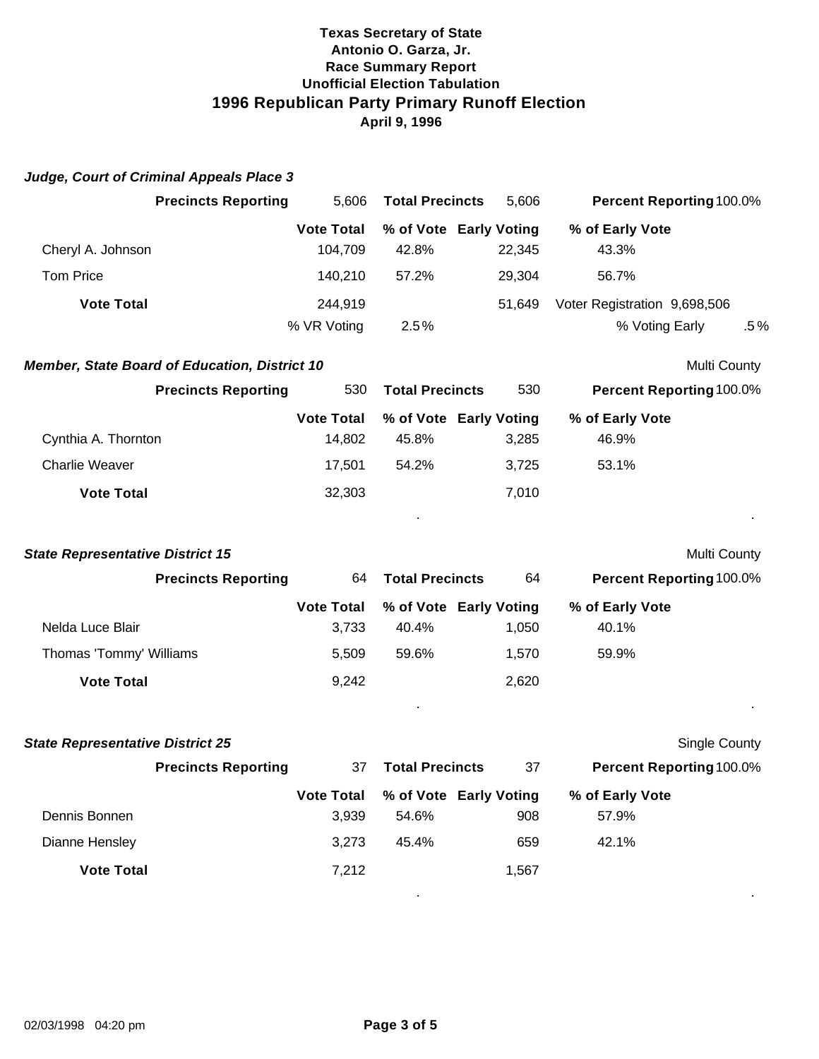**Texas Secretary of State**
**Antonio O. Garza, Jr.**
**Race Summary Report**
**Unofficial Election Tabulation**

# 1996 Republican Party Primary Runoff Election

**April 9, 1996**

### *Judge, Court of Criminal Appeals Place 3*

**Precincts Reporting** 5,606 **Total Precincts** 5,606 **Percent Reporting** 100.0%

| | Vote Total | % of Vote | Early Voting | % of Early Vote |
|---|---|---|---|---|
| Cheryl A. Johnson | 104,709 | 42.8% | 22,345 | 43.3% |
| Tom Price | 140,210 | 57.2% | 29,304 | 56.7% |
| **Vote Total** | 244,919 | | 51,649 | Voter Registration 9,698,506 |
| | % VR Voting | 2.5% | | % Voting Early .5% |

### *Member, State Board of Education, District 10*

Multi County

**Precincts Reporting** 530 **Total Precincts** 530 **Percent Reporting** 100.0%

| | Vote Total | % of Vote | Early Voting | % of Early Vote |
|---|---|---|---|---|
| Cynthia A. Thornton | 14,802 | 45.8% | 3,285 | 46.9% |
| Charlie Weaver | 17,501 | 54.2% | 3,725 | 53.1% |
| **Vote Total** | 32,303 | | 7,010 | |

### *State Representative District 15*

Multi County

**Precincts Reporting** 64 **Total Precincts** 64 **Percent Reporting** 100.0%

| | Vote Total | % of Vote | Early Voting | % of Early Vote |
|---|---|---|---|---|
| Nelda Luce Blair | 3,733 | 40.4% | 1,050 | 40.1% |
| Thomas 'Tommy' Williams | 5,509 | 59.6% | 1,570 | 59.9% |
| **Vote Total** | 9,242 | | 2,620 | |

### *State Representative District 25*

Single County

**Precincts Reporting** 37 **Total Precincts** 37 **Percent Reporting** 100.0%

| | Vote Total | % of Vote | Early Voting | % of Early Vote |
|---|---|---|---|---|
| Dennis Bonnen | 3,939 | 54.6% | 908 | 57.9% |
| Dianne Hensley | 3,273 | 45.4% | 659 | 42.1% |
| **Vote Total** | 7,212 | | 1,567 | |

02/03/1998 04:20 pm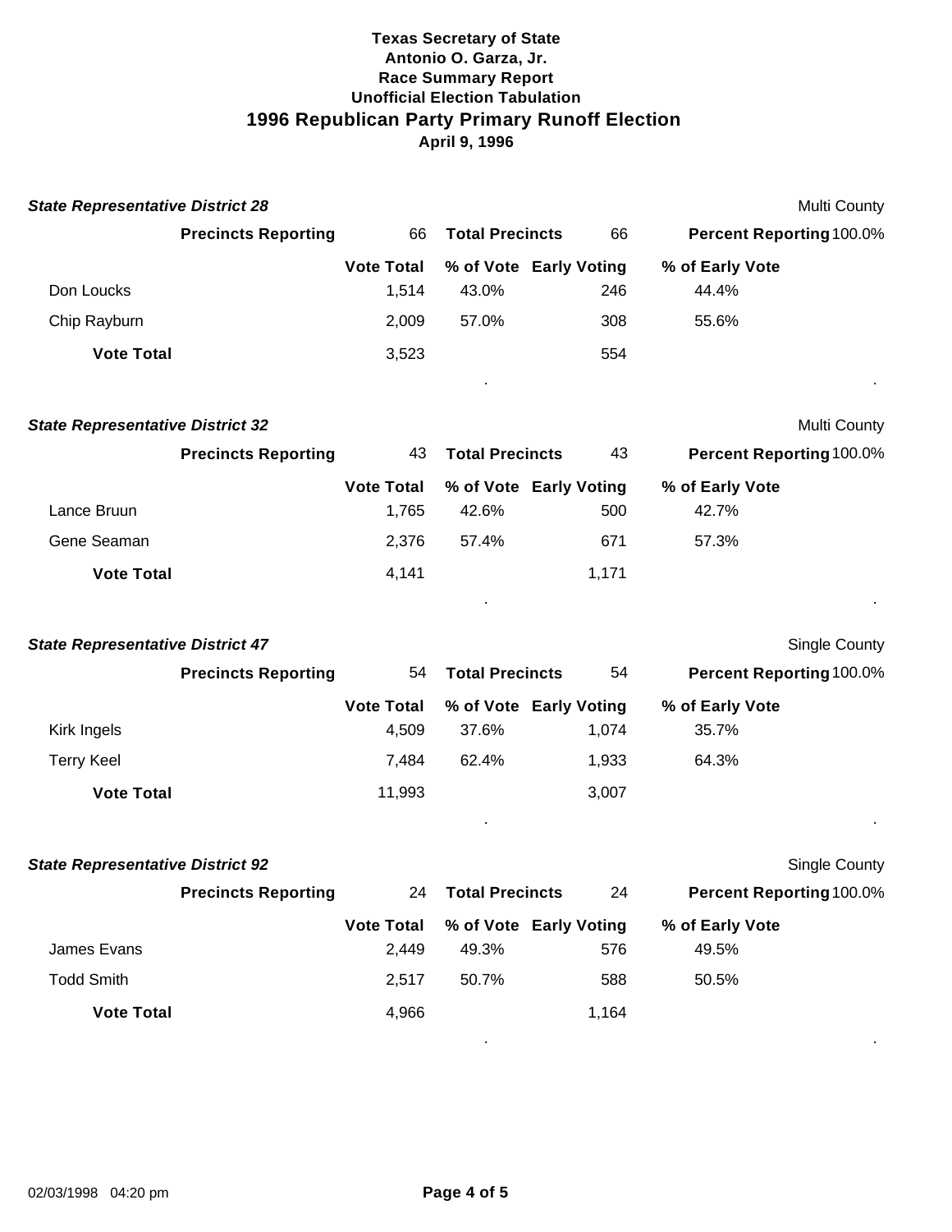**Texas Secretary of State**
**Antonio O. Garza, Jr.**
**Race Summary Report**
**Unofficial Election Tabulation**

# 1996 Republican Party Primary Runoff Election

**April 9, 1996**

### *State Representative District 28*

Multi County

| Precincts Reporting | 66 | Total Precincts | 66 | Percent Reporting 100.0% |
|---|---|---|---|---|
| | **Vote Total** | **% of Vote** | **Early Voting** | **% of Early Vote** |
| Don Loucks | 1,514 | 43.0% | 246 | 44.4% |
| Chip Rayburn | 2,009 | 57.0% | 308 | 55.6% |
| **Vote Total** | 3,523 | | 554 | |

### *State Representative District 32*

Multi County

| Precincts Reporting | 43 | Total Precincts | 43 | Percent Reporting 100.0% |
|---|---|---|---|---|
| | **Vote Total** | **% of Vote** | **Early Voting** | **% of Early Vote** |
| Lance Bruun | 1,765 | 42.6% | 500 | 42.7% |
| Gene Seaman | 2,376 | 57.4% | 671 | 57.3% |
| **Vote Total** | 4,141 | | 1,171 | |

### *State Representative District 47*

Single County

| Precincts Reporting | 54 | Total Precincts | 54 | Percent Reporting 100.0% |
|---|---|---|---|---|
| | **Vote Total** | **% of Vote** | **Early Voting** | **% of Early Vote** |
| Kirk Ingels | 4,509 | 37.6% | 1,074 | 35.7% |
| Terry Keel | 7,484 | 62.4% | 1,933 | 64.3% |
| **Vote Total** | 11,993 | | 3,007 | |

### *State Representative District 92*

Single County

| Precincts Reporting | 24 | Total Precincts | 24 | Percent Reporting 100.0% |
|---|---|---|---|---|
| | **Vote Total** | **% of Vote** | **Early Voting** | **% of Early Vote** |
| James Evans | 2,449 | 49.3% | 576 | 49.5% |
| Todd Smith | 2,517 | 50.7% | 588 | 50.5% |
| **Vote Total** | 4,966 | | 1,164 | |

02/03/1998 04:20 pm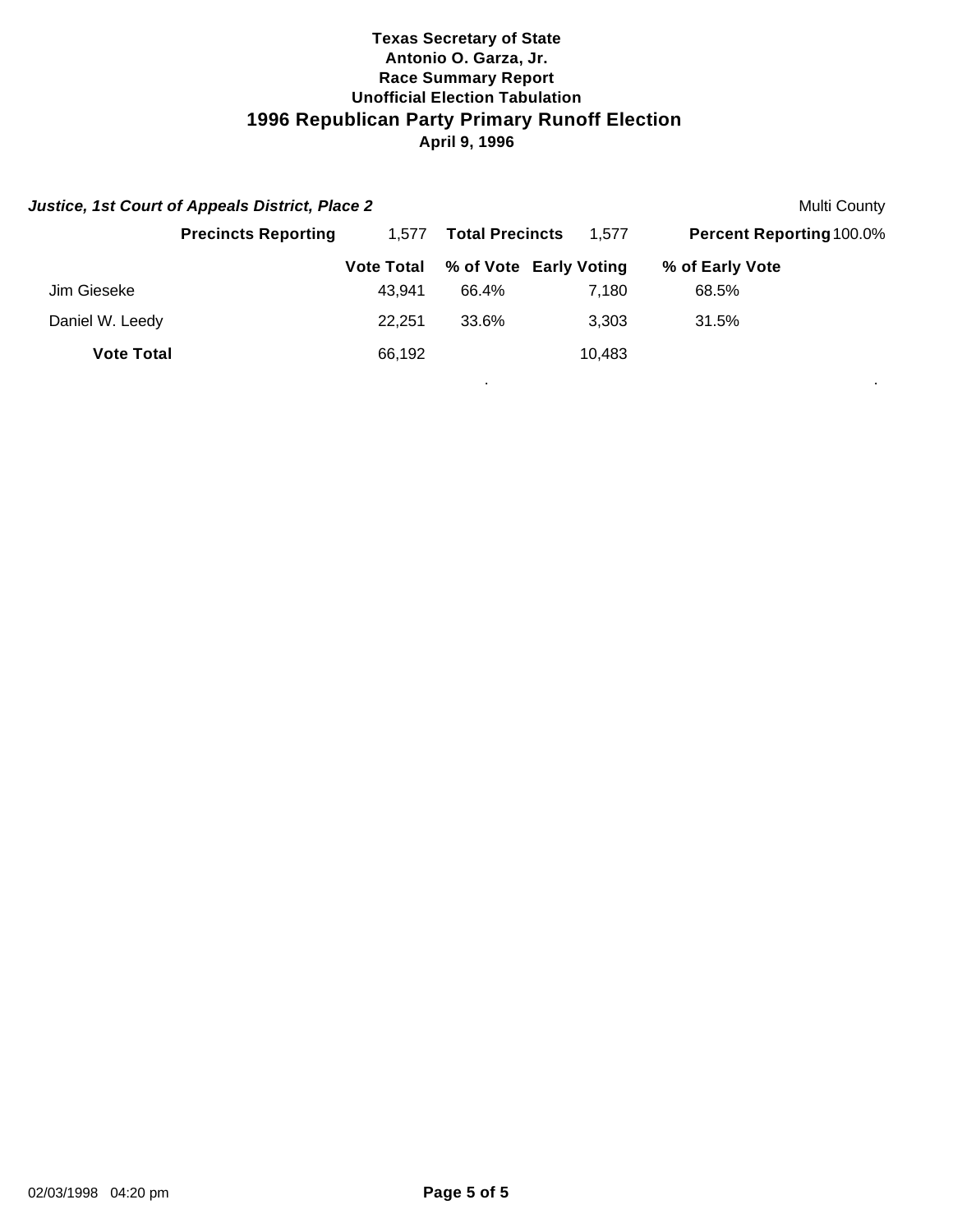**Texas Secretary of State**
**Antonio O. Garza, Jr.**
**Race Summary Report**
**Unofficial Election Tabulation**

# 1996 Republican Party Primary Runoff Election

**April 9, 1996**

***Justice, 1st Court of Appeals District, Place 2*** — Multi County

| **Precincts Reporting** | 1,577 | **Total Precincts** | 1,577 | **Percent Reporting** 100.0% |
|---|---|---|---|---|

| | Vote Total | % of Vote | Early Voting | % of Early Vote |
|---|---|---|---|---|
| Jim Gieseke | 43,941 | 66.4% | 7,180 | 68.5% |
| Daniel W. Leedy | 22,251 | 33.6% | 3,303 | 31.5% |
| **Vote Total** | 66,192 | | 10,483 | |

02/03/1998 04:20 pm